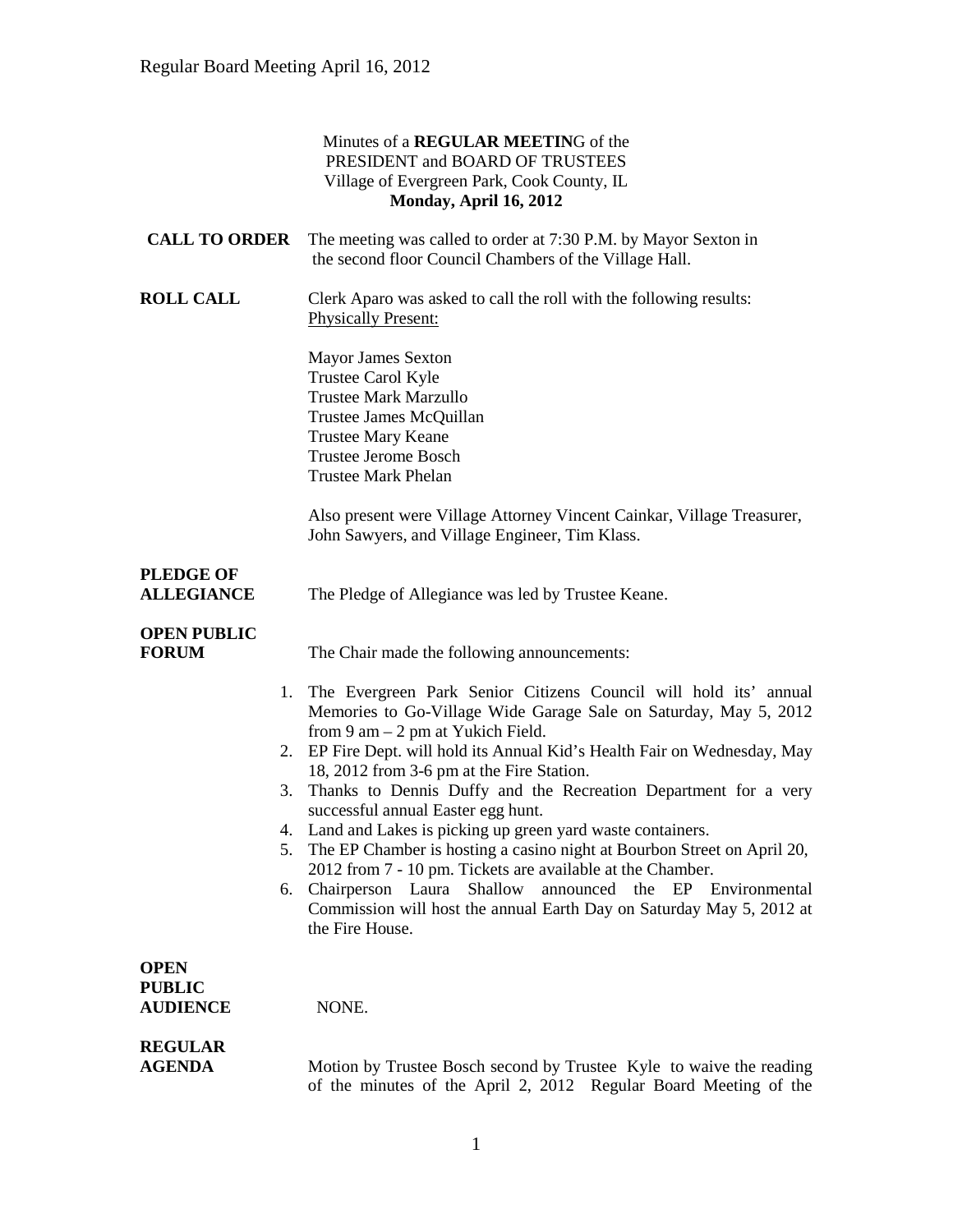Minutes of a **REGULAR MEETIN**G of the
PRESIDENT and BOARD OF TRUSTEES
Village of Evergreen Park, Cook County, IL
**Monday, April 16, 2012**

**CALL TO ORDER** The meeting was called to order at 7:30 P.M. by Mayor Sexton in the second floor Council Chambers of the Village Hall.

**ROLL CALL** Clerk Aparo was asked to call the roll with the following results:
Physically Present:

Mayor James Sexton
Trustee Carol Kyle
Trustee Mark Marzullo
Trustee James McQuillan
Trustee Mary Keane
Trustee Jerome Bosch
Trustee Mark Phelan

Also present were Village Attorney Vincent Cainkar, Village Treasurer, John Sawyers, and Village Engineer, Tim Klass.

**PLEDGE OF ALLEGIANCE** The Pledge of Allegiance was led by Trustee Keane.

**OPEN PUBLIC FORUM** The Chair made the following announcements:

1. The Evergreen Park Senior Citizens Council will hold its' annual Memories to Go-Village Wide Garage Sale on Saturday, May 5, 2012 from 9 am – 2 pm at Yukich Field.
2. EP Fire Dept. will hold its Annual Kid's Health Fair on Wednesday, May 18, 2012 from 3-6 pm at the Fire Station.
3. Thanks to Dennis Duffy and the Recreation Department for a very successful annual Easter egg hunt.
4. Land and Lakes is picking up green yard waste containers.
5. The EP Chamber is hosting a casino night at Bourbon Street on April 20, 2012 from 7 - 10 pm. Tickets are available at the Chamber.
6. Chairperson Laura Shallow announced the EP Environmental Commission will host the annual Earth Day on Saturday May 5, 2012 at the Fire House.

**OPEN PUBLIC AUDIENCE** NONE.

**REGULAR AGENDA** Motion by Trustee Bosch second by Trustee Kyle to waive the reading of the minutes of the April 2, 2012 Regular Board Meeting of the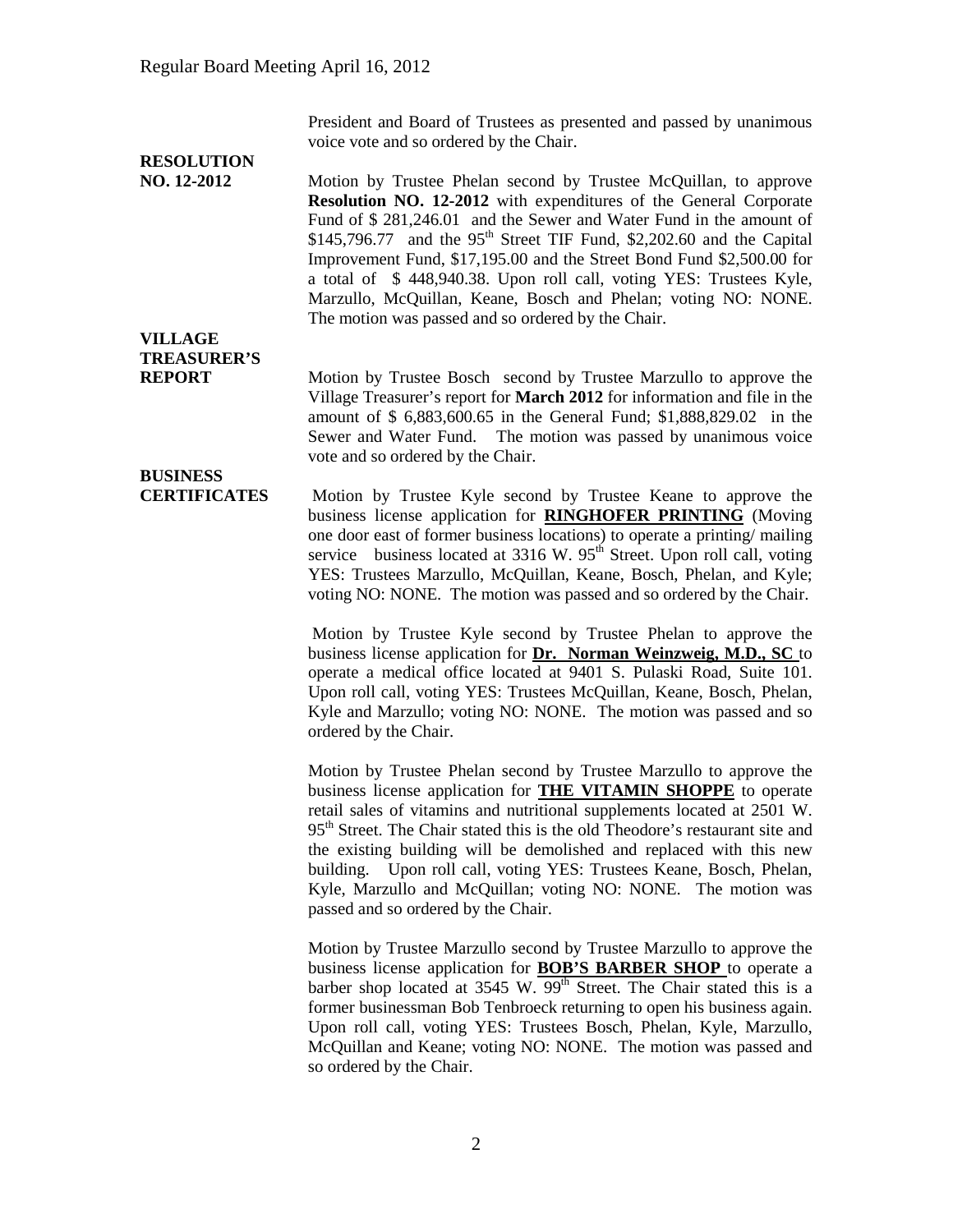President and Board of Trustees as presented and passed by unanimous voice vote and so ordered by the Chair.

**RESOLUTION NO. 12-2012**

Motion by Trustee Phelan second by Trustee McQuillan, to approve **Resolution NO. 12-2012** with expenditures of the General Corporate Fund of $ 281,246.01 and the Sewer and Water Fund in the amount of $145,796.77 and the 95th Street TIF Fund, $2,202.60 and the Capital Improvement Fund, $17,195.00 and the Street Bond Fund $2,500.00 for a total of $ 448,940.38. Upon roll call, voting YES: Trustees Kyle, Marzullo, McQuillan, Keane, Bosch and Phelan; voting NO: NONE. The motion was passed and so ordered by the Chair.

**VILLAGE TREASURER'S REPORT**

Motion by Trustee Bosch second by Trustee Marzullo to approve the Village Treasurer's report for **March 2012** for information and file in the amount of $ 6,883,600.65 in the General Fund; $1,888,829.02 in the Sewer and Water Fund. The motion was passed by unanimous voice vote and so ordered by the Chair.

**BUSINESS CERTIFICATES**

Motion by Trustee Kyle second by Trustee Keane to approve the business license application for **RINGHOFER PRINTING** (Moving one door east of former business locations) to operate a printing/ mailing service business located at 3316 W. 95th Street. Upon roll call, voting YES: Trustees Marzullo, McQuillan, Keane, Bosch, Phelan, and Kyle; voting NO: NONE. The motion was passed and so ordered by the Chair.

Motion by Trustee Kyle second by Trustee Phelan to approve the business license application for **Dr. Norman Weinzweig, M.D., SC** to operate a medical office located at 9401 S. Pulaski Road, Suite 101. Upon roll call, voting YES: Trustees McQuillan, Keane, Bosch, Phelan, Kyle and Marzullo; voting NO: NONE. The motion was passed and so ordered by the Chair.

Motion by Trustee Phelan second by Trustee Marzullo to approve the business license application for **THE VITAMIN SHOPPE** to operate retail sales of vitamins and nutritional supplements located at 2501 W. 95th Street. The Chair stated this is the old Theodore's restaurant site and the existing building will be demolished and replaced with this new building. Upon roll call, voting YES: Trustees Keane, Bosch, Phelan, Kyle, Marzullo and McQuillan; voting NO: NONE. The motion was passed and so ordered by the Chair.

Motion by Trustee Marzullo second by Trustee Marzullo to approve the business license application for **BOB'S BARBER SHOP** to operate a barber shop located at 3545 W. 99th Street. The Chair stated this is a former businessman Bob Tenbroeck returning to open his business again. Upon roll call, voting YES: Trustees Bosch, Phelan, Kyle, Marzullo, McQuillan and Keane; voting NO: NONE. The motion was passed and so ordered by the Chair.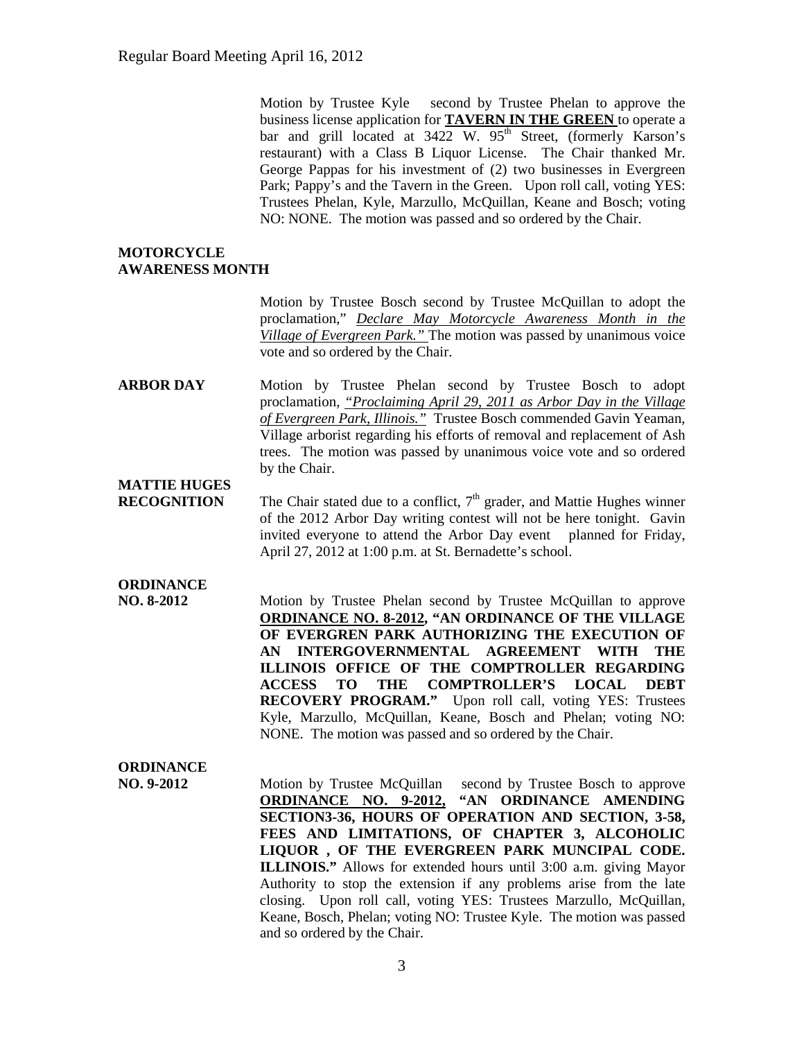Motion by Trustee Kyle second by Trustee Phelan to approve the business license application for **TAVERN IN THE GREEN** to operate a bar and grill located at 3422 W. 95th Street, (formerly Karson's restaurant) with a Class B Liquor License. The Chair thanked Mr. George Pappas for his investment of (2) two businesses in Evergreen Park; Pappy's and the Tavern in the Green. Upon roll call, voting YES: Trustees Phelan, Kyle, Marzullo, McQuillan, Keane and Bosch; voting NO: NONE. The motion was passed and so ordered by the Chair.

**MOTORCYCLE AWARENESS MONTH**

Motion by Trustee Bosch second by Trustee McQuillan to adopt the proclamation," *Declare May Motorcycle Awareness Month in the Village of Evergreen Park."* The motion was passed by unanimous voice vote and so ordered by the Chair.

**ARBOR DAY**

Motion by Trustee Phelan second by Trustee Bosch to adopt proclamation, *"Proclaiming April 29, 2011 as Arbor Day in the Village of Evergreen Park, Illinois."* Trustee Bosch commended Gavin Yeaman, Village arborist regarding his efforts of removal and replacement of Ash trees. The motion was passed by unanimous voice vote and so ordered by the Chair.

**MATTIE HUGES RECOGNITION**

The Chair stated due to a conflict, 7th grader, and Mattie Hughes winner of the 2012 Arbor Day writing contest will not be here tonight. Gavin invited everyone to attend the Arbor Day event planned for Friday, April 27, 2012 at 1:00 p.m. at St. Bernadette's school.

**ORDINANCE NO. 8-2012**

Motion by Trustee Phelan second by Trustee McQuillan to approve **ORDINANCE NO. 8-2012, "AN ORDINANCE OF THE VILLAGE OF EVERGREN PARK AUTHORIZING THE EXECUTION OF AN INTERGOVERNMENTAL AGREEMENT WITH THE ILLINOIS OFFICE OF THE COMPTROLLER REGARDING ACCESS TO THE COMPTROLLER'S LOCAL DEBT RECOVERY PROGRAM."** Upon roll call, voting YES: Trustees Kyle, Marzullo, McQuillan, Keane, Bosch and Phelan; voting NO: NONE. The motion was passed and so ordered by the Chair.

**ORDINANCE NO. 9-2012**

Motion by Trustee McQuillan second by Trustee Bosch to approve **ORDINANCE NO. 9-2012, "AN ORDINANCE AMENDING SECTION3-36, HOURS OF OPERATION AND SECTION, 3-58, FEES AND LIMITATIONS, OF CHAPTER 3, ALCOHOLIC LIQUOR , OF THE EVERGREEN PARK MUNCIPAL CODE. ILLINOIS."** Allows for extended hours until 3:00 a.m. giving Mayor Authority to stop the extension if any problems arise from the late closing. Upon roll call, voting YES: Trustees Marzullo, McQuillan, Keane, Bosch, Phelan; voting NO: Trustee Kyle. The motion was passed and so ordered by the Chair.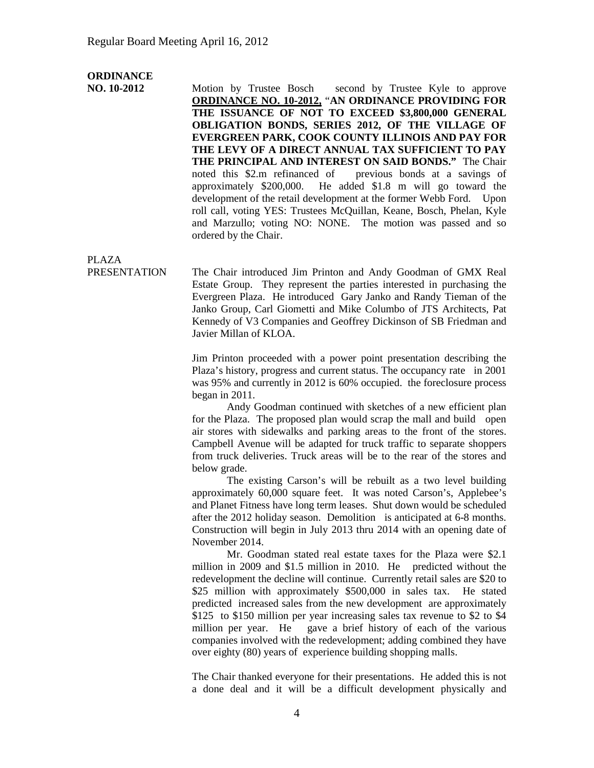**ORDINANCE NO. 10-2012**

Motion by Trustee Bosch second by Trustee Kyle to approve **ORDINANCE NO. 10-2012,** "**AN ORDINANCE PROVIDING FOR THE ISSUANCE OF NOT TO EXCEED $3,800,000 GENERAL OBLIGATION BONDS, SERIES 2012, OF THE VILLAGE OF EVERGREEN PARK, COOK COUNTY ILLINOIS AND PAY FOR THE LEVY OF A DIRECT ANNUAL TAX SUFFICIENT TO PAY THE PRINCIPAL AND INTEREST ON SAID BONDS.**" The Chair noted this $2.m refinanced of previous bonds at a savings of approximately $200,000. He added $1.8 m will go toward the development of the retail development at the former Webb Ford. Upon roll call, voting YES: Trustees McQuillan, Keane, Bosch, Phelan, Kyle and Marzullo; voting NO: NONE. The motion was passed and so ordered by the Chair.

PLAZA PRESENTATION

The Chair introduced Jim Printon and Andy Goodman of GMX Real Estate Group. They represent the parties interested in purchasing the Evergreen Plaza. He introduced Gary Janko and Randy Tieman of the Janko Group, Carl Giometti and Mike Columbo of JTS Architects, Pat Kennedy of V3 Companies and Geoffrey Dickinson of SB Friedman and Javier Millan of KLOA.

Jim Printon proceeded with a power point presentation describing the Plaza's history, progress and current status. The occupancy rate in 2001 was 95% and currently in 2012 is 60% occupied. the foreclosure process began in 2011.

Andy Goodman continued with sketches of a new efficient plan for the Plaza. The proposed plan would scrap the mall and build open air stores with sidewalks and parking areas to the front of the stores. Campbell Avenue will be adapted for truck traffic to separate shoppers from truck deliveries. Truck areas will be to the rear of the stores and below grade.

The existing Carson's will be rebuilt as a two level building approximately 60,000 square feet. It was noted Carson's, Applebee's and Planet Fitness have long term leases. Shut down would be scheduled after the 2012 holiday season. Demolition is anticipated at 6-8 months. Construction will begin in July 2013 thru 2014 with an opening date of November 2014.

Mr. Goodman stated real estate taxes for the Plaza were $2.1 million in 2009 and $1.5 million in 2010. He predicted without the redevelopment the decline will continue. Currently retail sales are $20 to $25 million with approximately $500,000 in sales tax. He stated predicted increased sales from the new development are approximately $125 to $150 million per year increasing sales tax revenue to $2 to $4 million per year. He gave a brief history of each of the various companies involved with the redevelopment; adding combined they have over eighty (80) years of experience building shopping malls.

The Chair thanked everyone for their presentations. He added this is not a done deal and it will be a difficult development physically and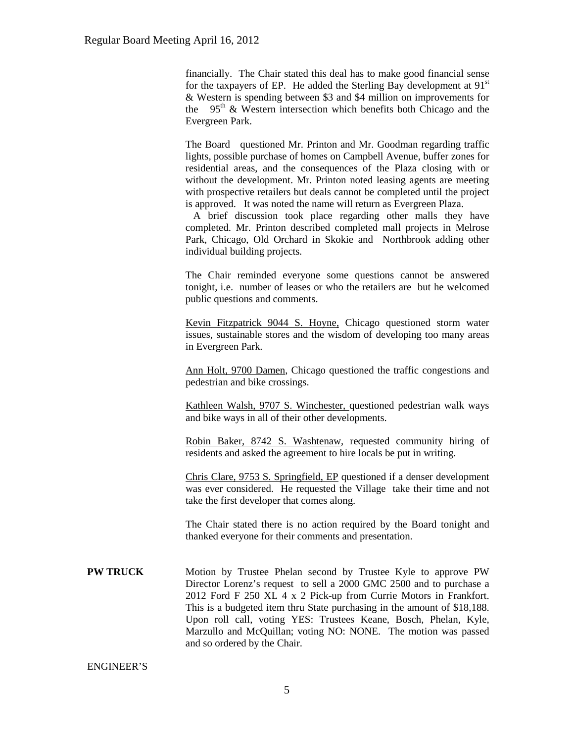financially. The Chair stated this deal has to make good financial sense for the taxpayers of EP. He added the Sterling Bay development at 91st & Western is spending between $3 and $4 million on improvements for the 95th & Western intersection which benefits both Chicago and the Evergreen Park.

The Board questioned Mr. Printon and Mr. Goodman regarding traffic lights, possible purchase of homes on Campbell Avenue, buffer zones for residential areas, and the consequences of the Plaza closing with or without the development. Mr. Printon noted leasing agents are meeting with prospective retailers but deals cannot be completed until the project is approved. It was noted the name will return as Evergreen Plaza.

A brief discussion took place regarding other malls they have completed. Mr. Printon described completed mall projects in Melrose Park, Chicago, Old Orchard in Skokie and Northbrook adding other individual building projects.

The Chair reminded everyone some questions cannot be answered tonight, i.e. number of leases or who the retailers are but he welcomed public questions and comments.

Kevin Fitzpatrick 9044 S. Hoyne, Chicago questioned storm water issues, sustainable stores and the wisdom of developing too many areas in Evergreen Park.

Ann Holt, 9700 Damen, Chicago questioned the traffic congestions and pedestrian and bike crossings.

Kathleen Walsh, 9707 S. Winchester, questioned pedestrian walk ways and bike ways in all of their other developments.

Robin Baker, 8742 S. Washtenaw, requested community hiring of residents and asked the agreement to hire locals be put in writing.

Chris Clare, 9753 S. Springfield, EP questioned if a denser development was ever considered. He requested the Village take their time and not take the first developer that comes along.

The Chair stated there is no action required by the Board tonight and thanked everyone for their comments and presentation.

**PW TRUCK** Motion by Trustee Phelan second by Trustee Kyle to approve PW Director Lorenz's request to sell a 2000 GMC 2500 and to purchase a 2012 Ford F 250 XL 4 x 2 Pick-up from Currie Motors in Frankfort. This is a budgeted item thru State purchasing in the amount of $18,188. Upon roll call, voting YES: Trustees Keane, Bosch, Phelan, Kyle, Marzullo and McQuillan; voting NO: NONE. The motion was passed and so ordered by the Chair.

ENGINEER'S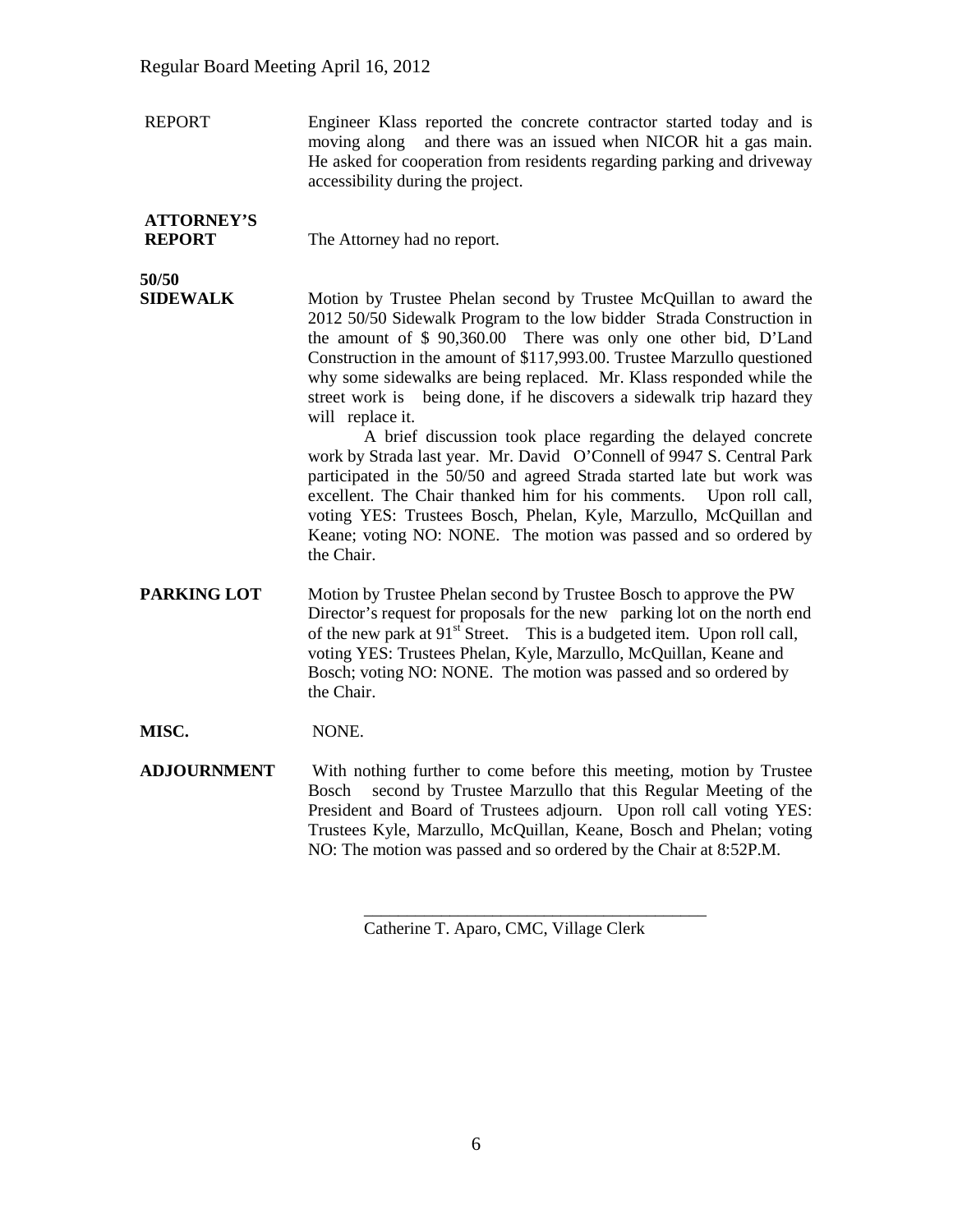REPORT — Engineer Klass reported the concrete contractor started today and is moving along and there was an issued when NICOR hit a gas main. He asked for cooperation from residents regarding parking and driveway accessibility during the project.

**ATTORNEY'S REPORT** — The Attorney had no report.

**50/50 SIDEWALK** — Motion by Trustee Phelan second by Trustee McQuillan to award the 2012 50/50 Sidewalk Program to the low bidder Strada Construction in the amount of $ 90,360.00 There was only one other bid, D'Land Construction in the amount of $117,993.00. Trustee Marzullo questioned why some sidewalks are being replaced. Mr. Klass responded while the street work is being done, if he discovers a sidewalk trip hazard they will replace it.

A brief discussion took place regarding the delayed concrete work by Strada last year. Mr. David O'Connell of 9947 S. Central Park participated in the 50/50 and agreed Strada started late but work was excellent. The Chair thanked him for his comments. Upon roll call, voting YES: Trustees Bosch, Phelan, Kyle, Marzullo, McQuillan and Keane; voting NO: NONE. The motion was passed and so ordered by the Chair.

**PARKING LOT** — Motion by Trustee Phelan second by Trustee Bosch to approve the PW Director's request for proposals for the new parking lot on the north end of the new park at 91st Street. This is a budgeted item. Upon roll call, voting YES: Trustees Phelan, Kyle, Marzullo, McQuillan, Keane and Bosch; voting NO: NONE. The motion was passed and so ordered by the Chair.

**MISC.** — NONE.

**ADJOURNMENT** — With nothing further to come before this meeting, motion by Trustee Bosch second by Trustee Marzullo that this Regular Meeting of the President and Board of Trustees adjourn. Upon roll call voting YES: Trustees Kyle, Marzullo, McQuillan, Keane, Bosch and Phelan; voting NO: The motion was passed and so ordered by the Chair at 8:52P.M.

\_\_\_\_\_\_\_\_\_\_\_\_\_\_\_\_\_\_\_\_\_\_\_\_\_\_\_\_\_\_\_\_\_\_\_\_\_\_\_\_

Catherine T. Aparo, CMC, Village Clerk